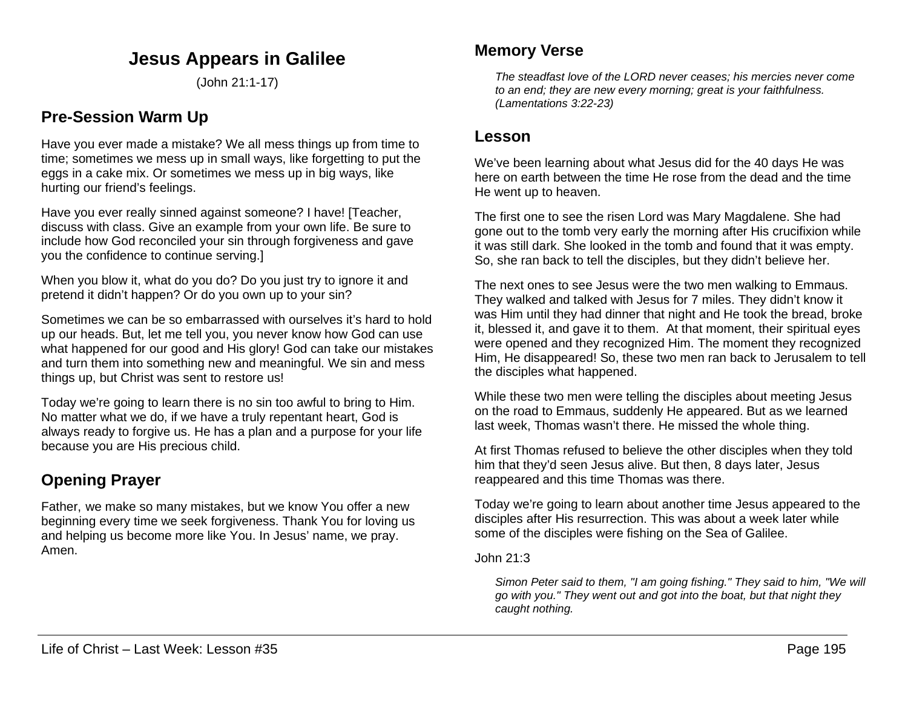# Jesus Appears in Galilee

(John 21:1-17)

## Pre-Session Warm Up

Have you ever made a mistake? We all mess things up from time to time; sometimes we mess up in small ways, like forgetting to put the eggs in a cake mix. Or sometimes we mess up in big ways, like hurting our friend's feelings.

Have you ever really sinned against someone? I have! [Teacher, discuss with class. Give an example from your own life. Be sure to include how God reconciled your sin through forgiveness and gave you the confidence to continue serving.]

When you blow it, what do you do? Do you just try to ignore it and pretend it didn't happen? Or do you own up to your sin?

Sometimes we can be so embarrassed with ourselves it's hard to hold up our heads. But, let me tell you, you never know how God can use what happened for our good and His glory! God can take our mistakes and turn them into something new and meaningful. We sin and mess things up, but Christ was sent to restore us!

Today we're going to learn there is no sin too awful to bring to Him. No matter what we do, if we have a truly repentant heart, God is always ready to forgive us. He has a plan and a purpose for your life because you are His precious child.

## Opening Prayer

Father, we make so many mistakes, but we know You offer a new beginning every time we seek forgiveness. Thank You for loving us and helping us become more like You. In Jesus' name, we pray. Amen.

## Memory Verse

*The steadfast love of the LORD never ceases; his mercies never come to an end; they are new every morning; great is your faithfulness. (Lamentations 3:22-23)*

## Lesson

We've been learning about what Jesus did for the 40 days He was here on earth between the time He rose from the dead and the time He went up to heaven.

The first one to see the risen Lord was Mary Magdalene. She had gone out to the tomb very early the morning after His crucifixion while it was still dark. She looked in the tomb and found that it was empty. So, she ran back to tell the disciples, but they didn't believe her.

The next ones to see Jesus were the two men walking to Emmaus. They walked and talked with Jesus for 7 miles. They didn't know it was Him until they had dinner that night and He took the bread, broke it, blessed it, and gave it to them. At that moment, their spiritual eyes were opened and they recognized Him. The moment they recognized Him, He disappeared! So, these two men ran back to Jerusalem to tell the disciples what happened.

While these two men were telling the disciples about meeting Jesus on the road to Emmaus, suddenly He appeared. But as we learned last week, Thomas wasn't there. He missed the whole thing.

At first Thomas refused to believe the other disciples when they told him that they'd seen Jesus alive. But then, 8 days later, Jesus reappeared and this time Thomas was there.

Today we're going to learn about another time Jesus appeared to the disciples after His resurrection. This was about a week later while some of the disciples were fishing on the Sea of Galilee.

John 21:3

*Simon Peter said to them, "I am going fishing." They said to him, "We will go with you." They went out and got into the boat, but that night they caught nothing.*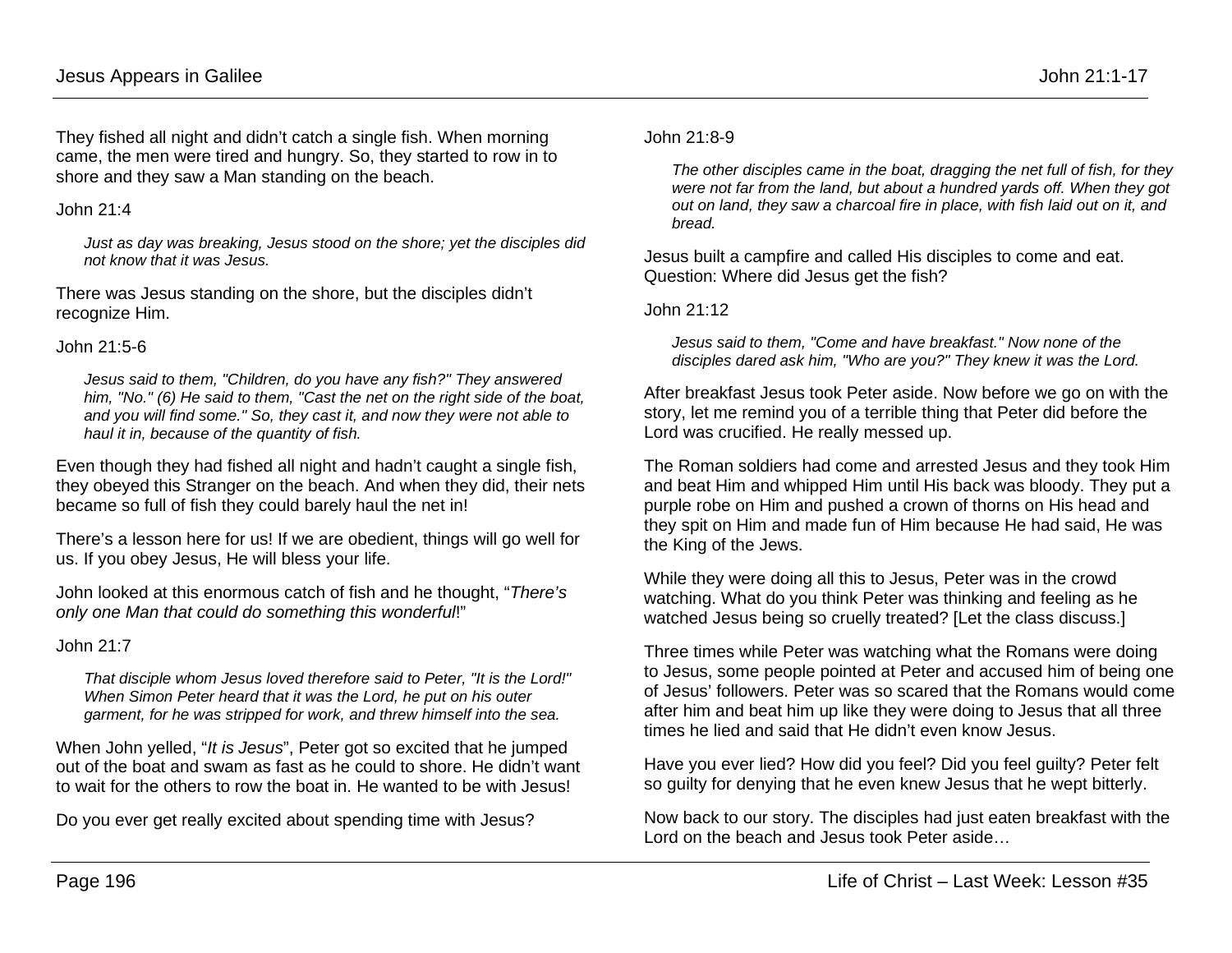They fished all night and didn't catch a single fish. When morning came, the men were tired and hungry. So, they started to row in to shore and they saw a Man standing on the beach.

John 21:4

> *Just as day was breaking, Jesus stood on the shore; yet the disciples did not know that it was Jesus.*

There was Jesus standing on the shore, but the disciples didn't recognize Him.

John 21:5-6

> *Jesus said to them, "Children, do you have any fish?" They answered him, "No." (6) He said to them, "Cast the net on the right side of the boat, and you will find some." So, they cast it, and now they were not able to haul it in, because of the quantity of fish.*

Even though they had fished all night and hadn't caught a single fish, they obeyed this Stranger on the beach. And when they did, their nets became so full of fish they could barely haul the net in!

There's a lesson here for us! If we are obedient, things will go well for us. If you obey Jesus, He will bless your life.

John looked at this enormous catch of fish and he thought, "*There's only one Man that could do something this wonderful*!"

John 21:7

> *That disciple whom Jesus loved therefore said to Peter, "It is the Lord!" When Simon Peter heard that it was the Lord, he put on his outer garment, for he was stripped for work, and threw himself into the sea.*

When John yelled, "*It is Jesus*", Peter got so excited that he jumped out of the boat and swam as fast as he could to shore. He didn't want to wait for the others to row the boat in. He wanted to be with Jesus!

Do you ever get really excited about spending time with Jesus?

John 21:8-9

> *The other disciples came in the boat, dragging the net full of fish, for they were not far from the land, but about a hundred yards off. When they got out on land, they saw a charcoal fire in place, with fish laid out on it, and bread.*

Jesus built a campfire and called His disciples to come and eat. Question: Where did Jesus get the fish?

John 21:12

> *Jesus said to them, "Come and have breakfast." Now none of the disciples dared ask him, "Who are you?" They knew it was the Lord.*

After breakfast Jesus took Peter aside. Now before we go on with the story, let me remind you of a terrible thing that Peter did before the Lord was crucified. He really messed up.

The Roman soldiers had come and arrested Jesus and they took Him and beat Him and whipped Him until His back was bloody. They put a purple robe on Him and pushed a crown of thorns on His head and they spit on Him and made fun of Him because He had said, He was the King of the Jews.

While they were doing all this to Jesus, Peter was in the crowd watching. What do you think Peter was thinking and feeling as he watched Jesus being so cruelly treated? [Let the class discuss.]

Three times while Peter was watching what the Romans were doing to Jesus, some people pointed at Peter and accused him of being one of Jesus' followers. Peter was so scared that the Romans would come after him and beat him up like they were doing to Jesus that all three times he lied and said that He didn't even know Jesus.

Have you ever lied? How did you feel? Did you feel guilty? Peter felt so guilty for denying that he even knew Jesus that he wept bitterly.

Now back to our story. The disciples had just eaten breakfast with the Lord on the beach and Jesus took Peter aside…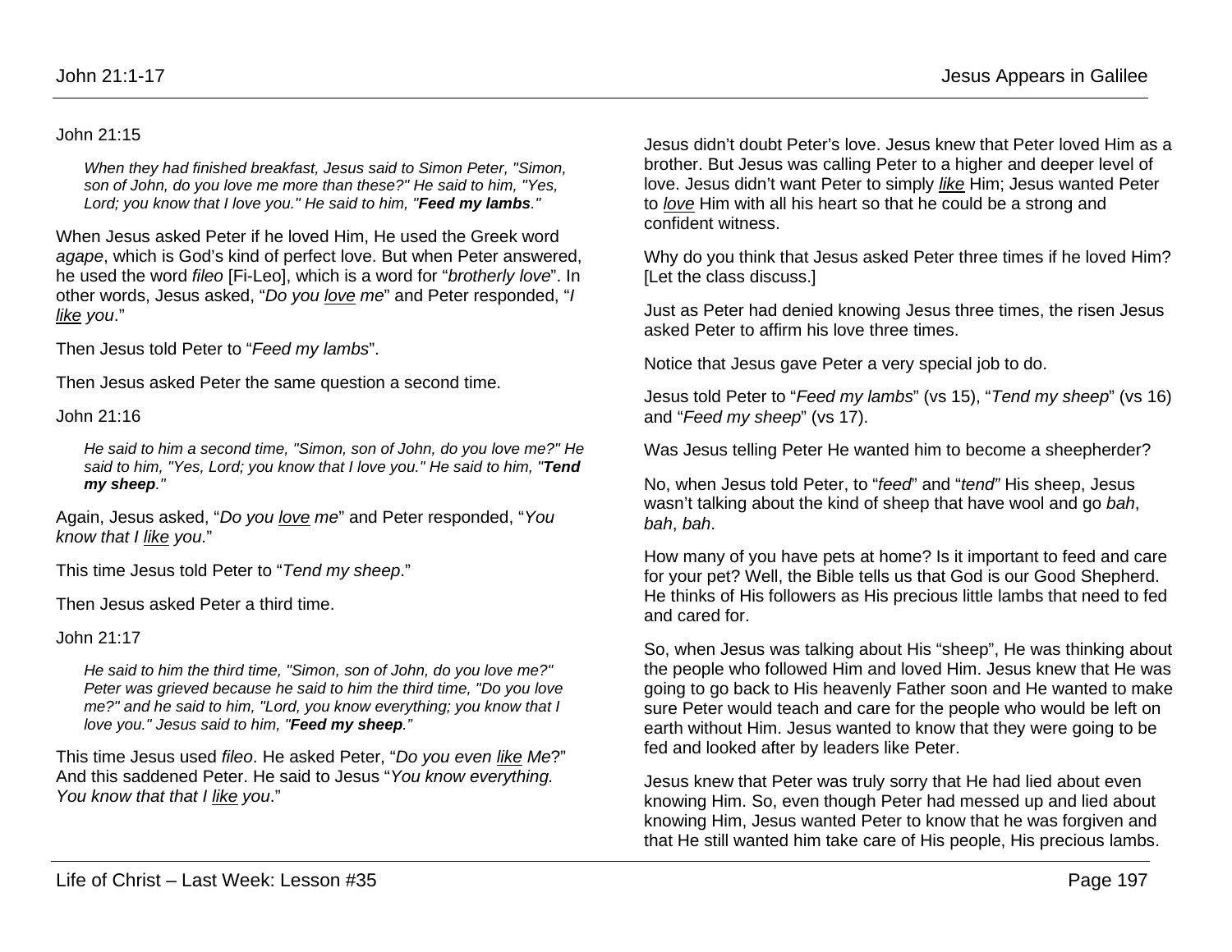John 21:15

> *When they had finished breakfast, Jesus said to Simon Peter, "Simon, son of John, do you love me more than these?" He said to him, "Yes, Lord; you know that I love you." He said to him, "**Feed my lambs**."*

When Jesus asked Peter if he loved Him, He used the Greek word *agape*, which is God's kind of perfect love. But when Peter answered, he used the word *fileo* [Fi-Leo], which is a word for "*brotherly love*". In other words, Jesus asked, "*Do you love me*" and Peter responded, "*I like you*."

Then Jesus told Peter to "*Feed my lambs*".

Then Jesus asked Peter the same question a second time.

John 21:16

> *He said to him a second time, "Simon, son of John, do you love me?" He said to him, "Yes, Lord; you know that I love you." He said to him, "**Tend my sheep**."*

Again, Jesus asked, "*Do you love me*" and Peter responded, "*You know that I like you*."

This time Jesus told Peter to "*Tend my sheep*."

Then Jesus asked Peter a third time.

John 21:17

> *He said to him the third time, "Simon, son of John, do you love me?" Peter was grieved because he said to him the third time, "Do you love me?" and he said to him, "Lord, you know everything; you know that I love you." Jesus said to him, "**Feed my sheep**."*

This time Jesus used *fileo*. He asked Peter, "*Do you even like Me*?" And this saddened Peter. He said to Jesus "*You know everything. You know that that I like you*."

Jesus didn't doubt Peter's love. Jesus knew that Peter loved Him as a brother. But Jesus was calling Peter to a higher and deeper level of love. Jesus didn't want Peter to simply ***like*** Him; Jesus wanted Peter to ***love*** Him with all his heart so that he could be a strong and confident witness.

Why do you think that Jesus asked Peter three times if he loved Him? [Let the class discuss.]

Just as Peter had denied knowing Jesus three times, the risen Jesus asked Peter to affirm his love three times.

Notice that Jesus gave Peter a very special job to do.

Jesus told Peter to "*Feed my lambs*" (vs 15), "*Tend my sheep*" (vs 16) and "*Feed my sheep*" (vs 17).

Was Jesus telling Peter He wanted him to become a sheepherder?

No, when Jesus told Peter, to "*feed*" and "*tend"* His sheep, Jesus wasn't talking about the kind of sheep that have wool and go *bah*, *bah*, *bah*.

How many of you have pets at home? Is it important to feed and care for your pet? Well, the Bible tells us that God is our Good Shepherd. He thinks of His followers as His precious little lambs that need to fed and cared for.

So, when Jesus was talking about His "sheep", He was thinking about the people who followed Him and loved Him. Jesus knew that He was going to go back to His heavenly Father soon and He wanted to make sure Peter would teach and care for the people who would be left on earth without Him. Jesus wanted to know that they were going to be fed and looked after by leaders like Peter.

Jesus knew that Peter was truly sorry that He had lied about even knowing Him. So, even though Peter had messed up and lied about knowing Him, Jesus wanted Peter to know that he was forgiven and that He still wanted him take care of His people, His precious lambs.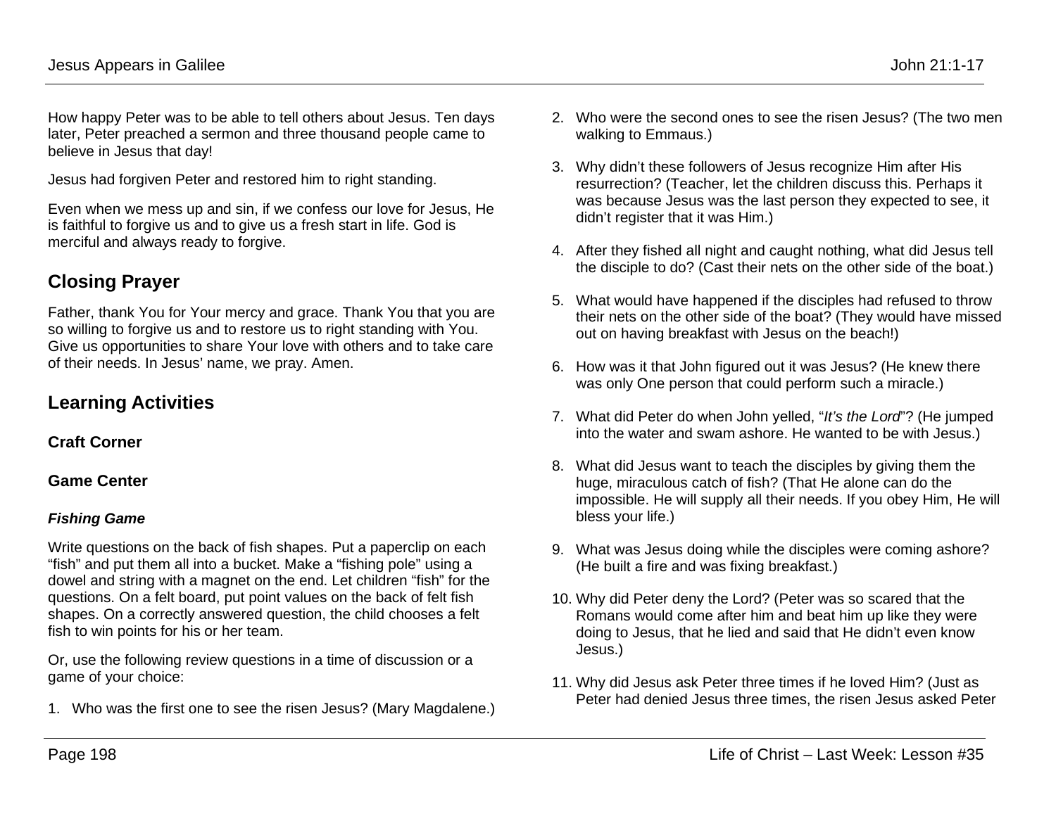How happy Peter was to be able to tell others about Jesus. Ten days later, Peter preached a sermon and three thousand people came to believe in Jesus that day!

Jesus had forgiven Peter and restored him to right standing.

Even when we mess up and sin, if we confess our love for Jesus, He is faithful to forgive us and to give us a fresh start in life. God is merciful and always ready to forgive.

## Closing Prayer

Father, thank You for Your mercy and grace. Thank You that you are so willing to forgive us and to restore us to right standing with You. Give us opportunities to share Your love with others and to take care of their needs. In Jesus' name, we pray. Amen.

## Learning Activities

### Craft Corner

### Game Center

#### *Fishing Game*

Write questions on the back of fish shapes. Put a paperclip on each "fish" and put them all into a bucket. Make a "fishing pole" using a dowel and string with a magnet on the end. Let children "fish" for the questions. On a felt board, put point values on the back of felt fish shapes. On a correctly answered question, the child chooses a felt fish to win points for his or her team.

Or, use the following review questions in a time of discussion or a game of your choice:

1. Who was the first one to see the risen Jesus? (Mary Magdalene.)
2. Who were the second ones to see the risen Jesus? (The two men walking to Emmaus.)
3. Why didn't these followers of Jesus recognize Him after His resurrection? (Teacher, let the children discuss this. Perhaps it was because Jesus was the last person they expected to see, it didn't register that it was Him.)
4. After they fished all night and caught nothing, what did Jesus tell the disciple to do? (Cast their nets on the other side of the boat.)
5. What would have happened if the disciples had refused to throw their nets on the other side of the boat? (They would have missed out on having breakfast with Jesus on the beach!)
6. How was it that John figured out it was Jesus? (He knew there was only One person that could perform such a miracle.)
7. What did Peter do when John yelled, "*It's the Lord*"? (He jumped into the water and swam ashore. He wanted to be with Jesus.)
8. What did Jesus want to teach the disciples by giving them the huge, miraculous catch of fish? (That He alone can do the impossible. He will supply all their needs. If you obey Him, He will bless your life.)
9. What was Jesus doing while the disciples were coming ashore? (He built a fire and was fixing breakfast.)
10. Why did Peter deny the Lord? (Peter was so scared that the Romans would come after him and beat him up like they were doing to Jesus, that he lied and said that He didn't even know Jesus.)
11. Why did Jesus ask Peter three times if he loved Him? (Just as Peter had denied Jesus three times, the risen Jesus asked Peter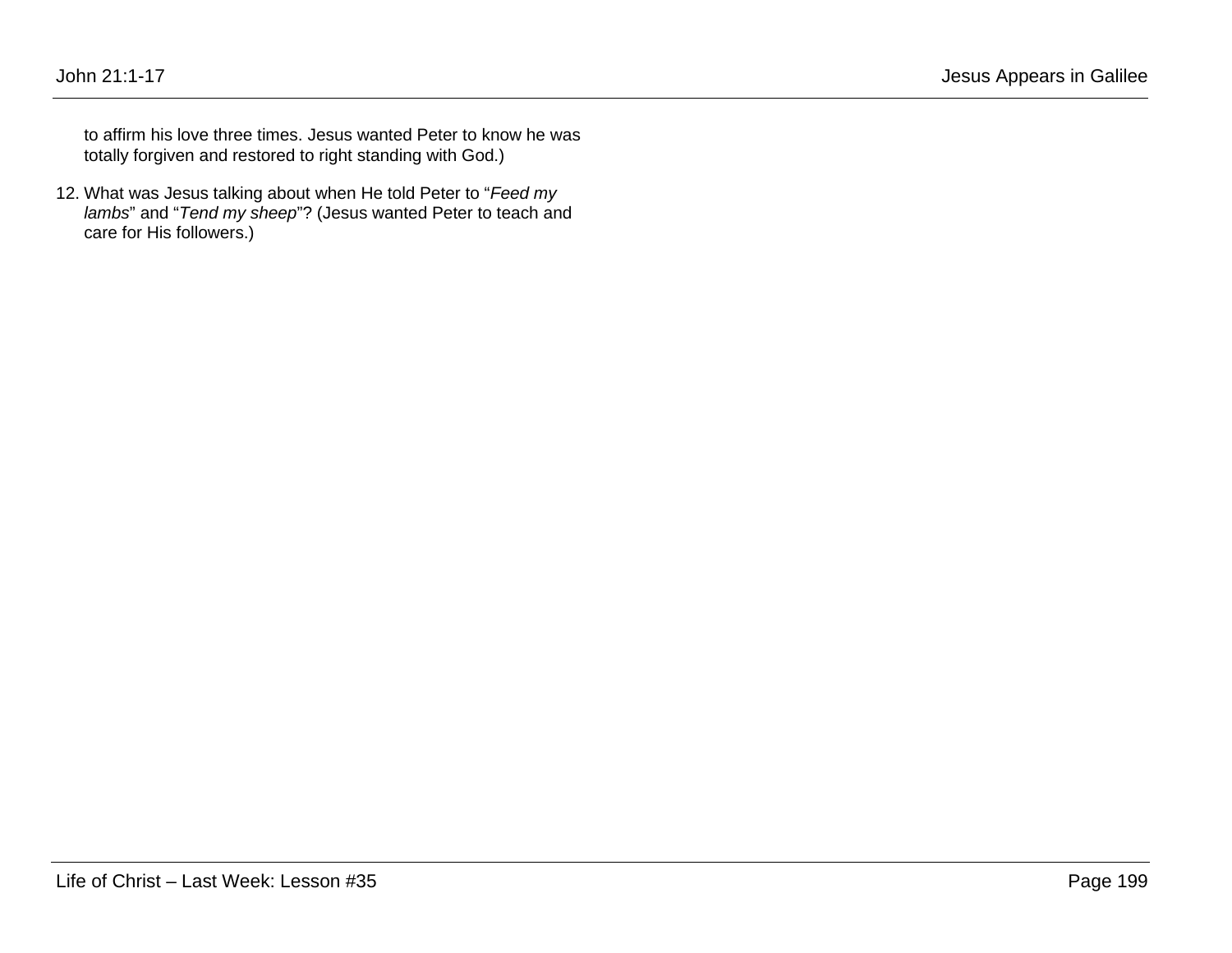to affirm his love three times. Jesus wanted Peter to know he was totally forgiven and restored to right standing with God.)

12. What was Jesus talking about when He told Peter to “*Feed my lambs*” and “*Tend my sheep*”? (Jesus wanted Peter to teach and care for His followers.)